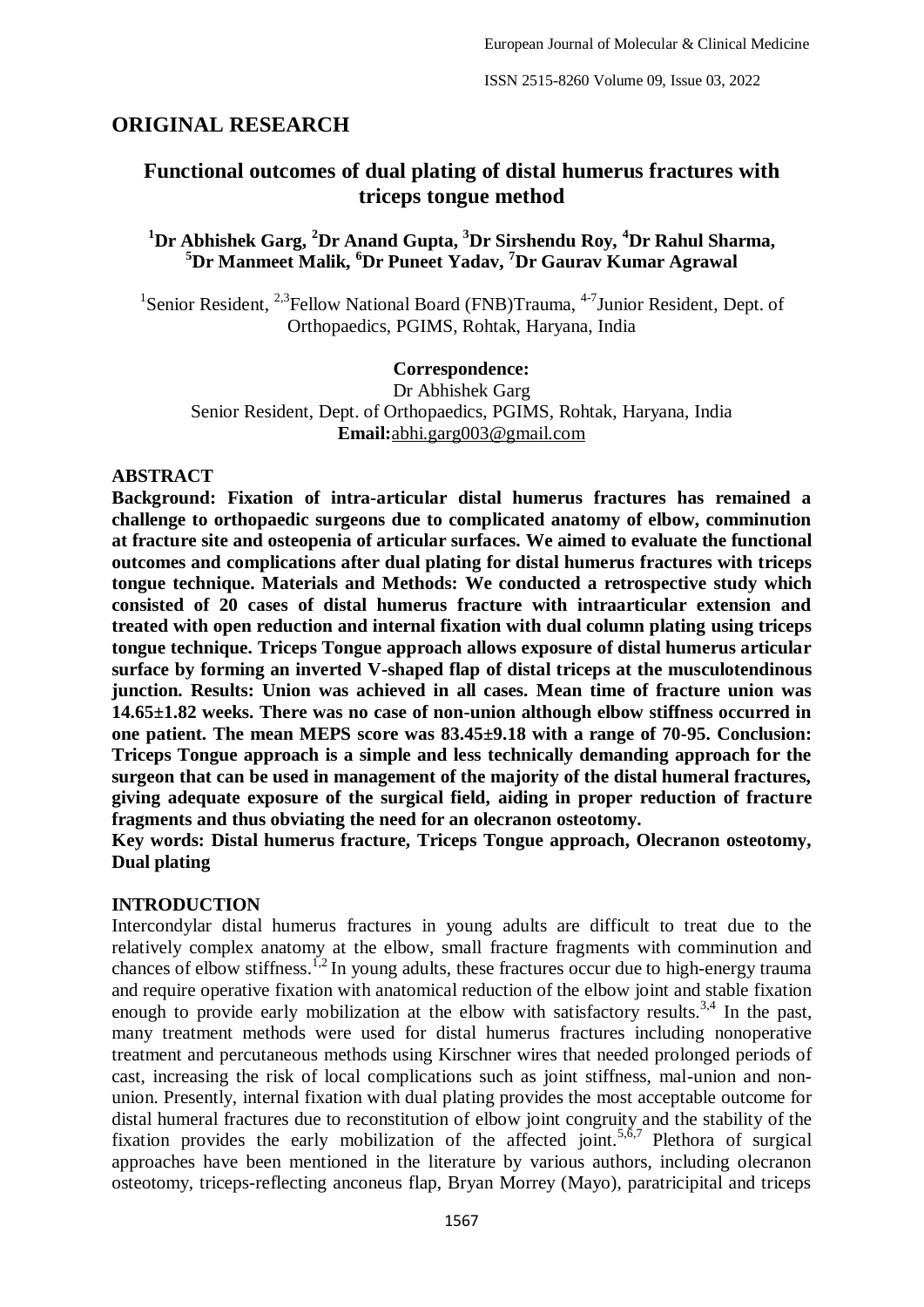## ORIGINAL RESEARCH

# Functional outcomes of dual plating of distal humerus fractures with triceps tongue method

**[1]Dr Abhishek Garg, [2]Dr Anand Gupta, [3]Dr Sirshendu Roy, [4]Dr Rahul Sharma, [5]Dr Manmeet Malik, [6]Dr Puneet Yadav, [7]Dr Gaurav Kumar Agrawal**

[1]Senior Resident, [2,3]Fellow National Board (FNB)Trauma, [4-7]Junior Resident, Dept. of Orthopaedics, PGIMS, Rohtak, Haryana, India

**Correspondence:**
Dr Abhishek Garg
Senior Resident, Dept. of Orthopaedics, PGIMS, Rohtak, Haryana, India
**Email:**abhi.garg003@gmail.com

## ABSTRACT

**Background: Fixation of intra-articular distal humerus fractures has remained a challenge to orthopaedic surgeons due to complicated anatomy of elbow, comminution at fracture site and osteopenia of articular surfaces. We aimed to evaluate the functional outcomes and complications after dual plating for distal humerus fractures with triceps tongue technique. Materials and Methods: We conducted a retrospective study which consisted of 20 cases of distal humerus fracture with intraarticular extension and treated with open reduction and internal fixation with dual column plating using triceps tongue technique. Triceps Tongue approach allows exposure of distal humerus articular surface by forming an inverted V-shaped flap of distal triceps at the musculotendinous junction. Results: Union was achieved in all cases. Mean time of fracture union was 14.65±1.82 weeks. There was no case of non-union although elbow stiffness occurred in one patient. The mean MEPS score was 83.45±9.18 with a range of 70-95. Conclusion: Triceps Tongue approach is a simple and less technically demanding approach for the surgeon that can be used in management of the majority of the distal humeral fractures, giving adequate exposure of the surgical field, aiding in proper reduction of fracture fragments and thus obviating the need for an olecranon osteotomy.**

**Key words: Distal humerus fracture, Triceps Tongue approach, Olecranon osteotomy, Dual plating**

## INTRODUCTION

Intercondylar distal humerus fractures in young adults are difficult to treat due to the relatively complex anatomy at the elbow, small fracture fragments with comminution and chances of elbow stiffness.[1,2] In young adults, these fractures occur due to high-energy trauma and require operative fixation with anatomical reduction of the elbow joint and stable fixation enough to provide early mobilization at the elbow with satisfactory results.[3,4] In the past, many treatment methods were used for distal humerus fractures including nonoperative treatment and percutaneous methods using Kirschner wires that needed prolonged periods of cast, increasing the risk of local complications such as joint stiffness, mal-union and non-union. Presently, internal fixation with dual plating provides the most acceptable outcome for distal humeral fractures due to reconstitution of elbow joint congruity and the stability of the fixation provides the early mobilization of the affected joint.[5,6,7] Plethora of surgical approaches have been mentioned in the literature by various authors, including olecranon osteotomy, triceps-reflecting anconeus flap, Bryan Morrey (Mayo), paratricipital and triceps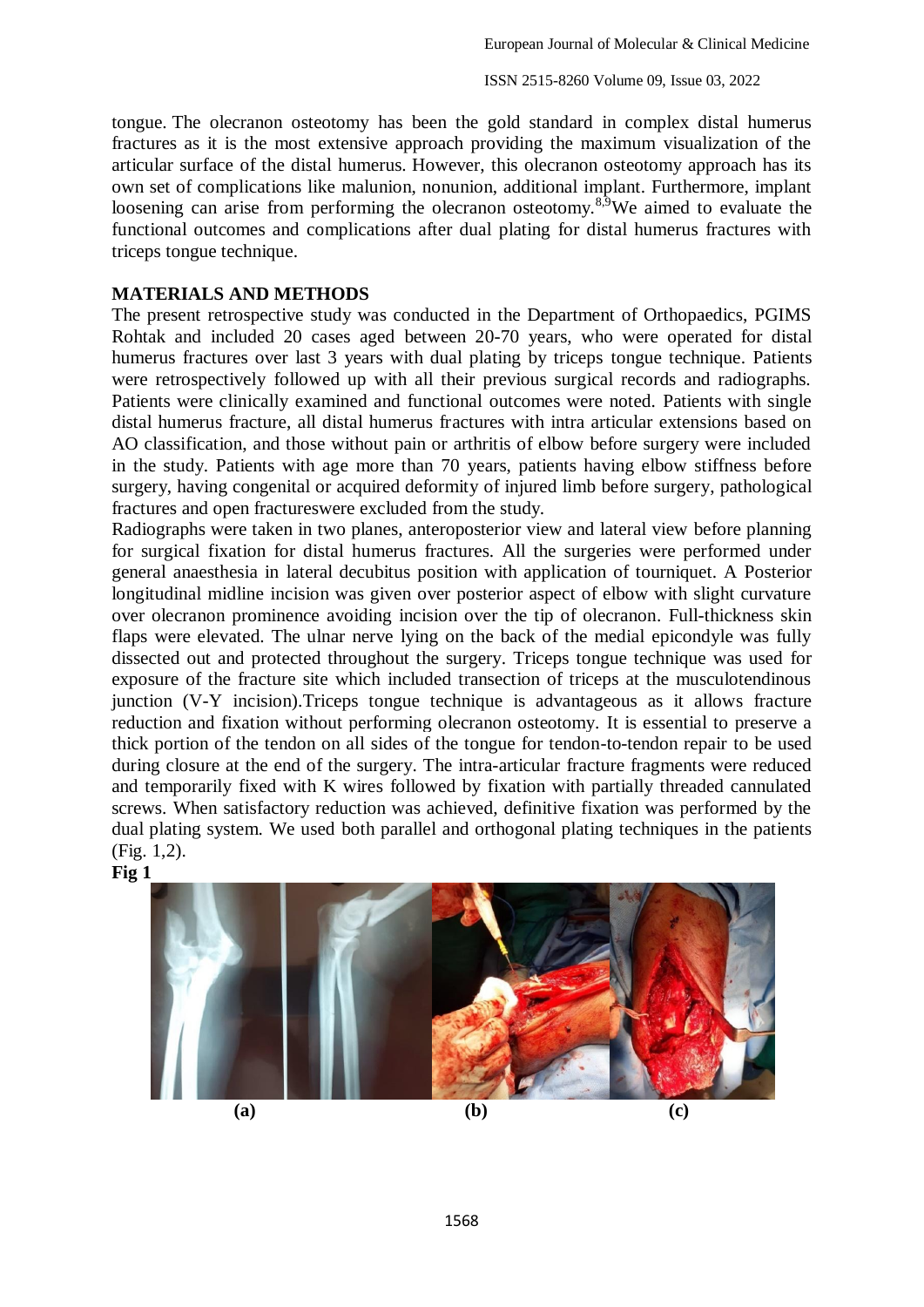tongue. The olecranon osteotomy has been the gold standard in complex distal humerus fractures as it is the most extensive approach providing the maximum visualization of the articular surface of the distal humerus. However, this olecranon osteotomy approach has its own set of complications like malunion, nonunion, additional implant. Furthermore, implant loosening can arise from performing the olecranon osteotomy.[8,9]We aimed to evaluate the functional outcomes and complications after dual plating for distal humerus fractures with triceps tongue technique.

## MATERIALS AND METHODS

The present retrospective study was conducted in the Department of Orthopaedics, PGIMS Rohtak and included 20 cases aged between 20-70 years, who were operated for distal humerus fractures over last 3 years with dual plating by triceps tongue technique. Patients were retrospectively followed up with all their previous surgical records and radiographs. Patients were clinically examined and functional outcomes were noted. Patients with single distal humerus fracture, all distal humerus fractures with intra articular extensions based on AO classification, and those without pain or arthritis of elbow before surgery were included in the study. Patients with age more than 70 years, patients having elbow stiffness before surgery, having congenital or acquired deformity of injured limb before surgery, pathological fractures and open fractureswere excluded from the study.

Radiographs were taken in two planes, anteroposterior view and lateral view before planning for surgical fixation for distal humerus fractures. All the surgeries were performed under general anaesthesia in lateral decubitus position with application of tourniquet. A Posterior longitudinal midline incision was given over posterior aspect of elbow with slight curvature over olecranon prominence avoiding incision over the tip of olecranon. Full-thickness skin flaps were elevated. The ulnar nerve lying on the back of the medial epicondyle was fully dissected out and protected throughout the surgery. Triceps tongue technique was used for exposure of the fracture site which included transection of triceps at the musculotendinous junction (V-Y incision).Triceps tongue technique is advantageous as it allows fracture reduction and fixation without performing olecranon osteotomy. It is essential to preserve a thick portion of the tendon on all sides of the tongue for tendon-to-tendon repair to be used during closure at the end of the surgery. The intra-articular fracture fragments were reduced and temporarily fixed with K wires followed by fixation with partially threaded cannulated screws. When satisfactory reduction was achieved, definitive fixation was performed by the dual plating system. We used both parallel and orthogonal plating techniques in the patients (Fig. 1,2).

**Fig 1**

(a) (b) (c)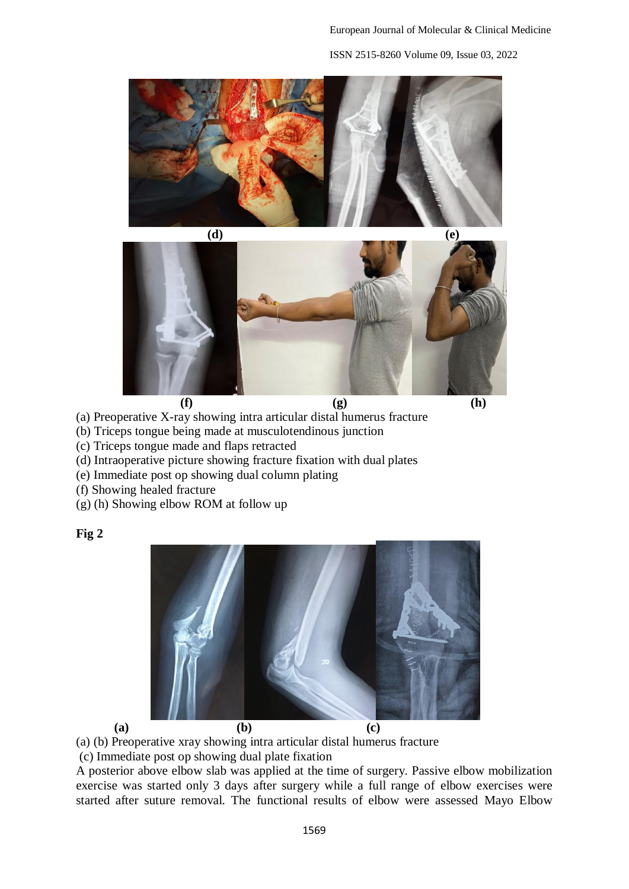(d) (e)

(f) (g) (h)

(a) Preoperative X-ray showing intra articular distal humerus fracture
(b) Triceps tongue being made at musculotendinous junction
(c) Triceps tongue made and flaps retracted
(d) Intraoperative picture showing fracture fixation with dual plates
(e) Immediate post op showing dual column plating
(f) Showing healed fracture
(g) (h) Showing elbow ROM at follow up

**Fig 2**

(a) (b) (c)

(a) (b) Preoperative xray showing intra articular distal humerus fracture
(c) Immediate post op showing dual plate fixation

A posterior above elbow slab was applied at the time of surgery. Passive elbow mobilization exercise was started only 3 days after surgery while a full range of elbow exercises were started after suture removal. The functional results of elbow were assessed Mayo Elbow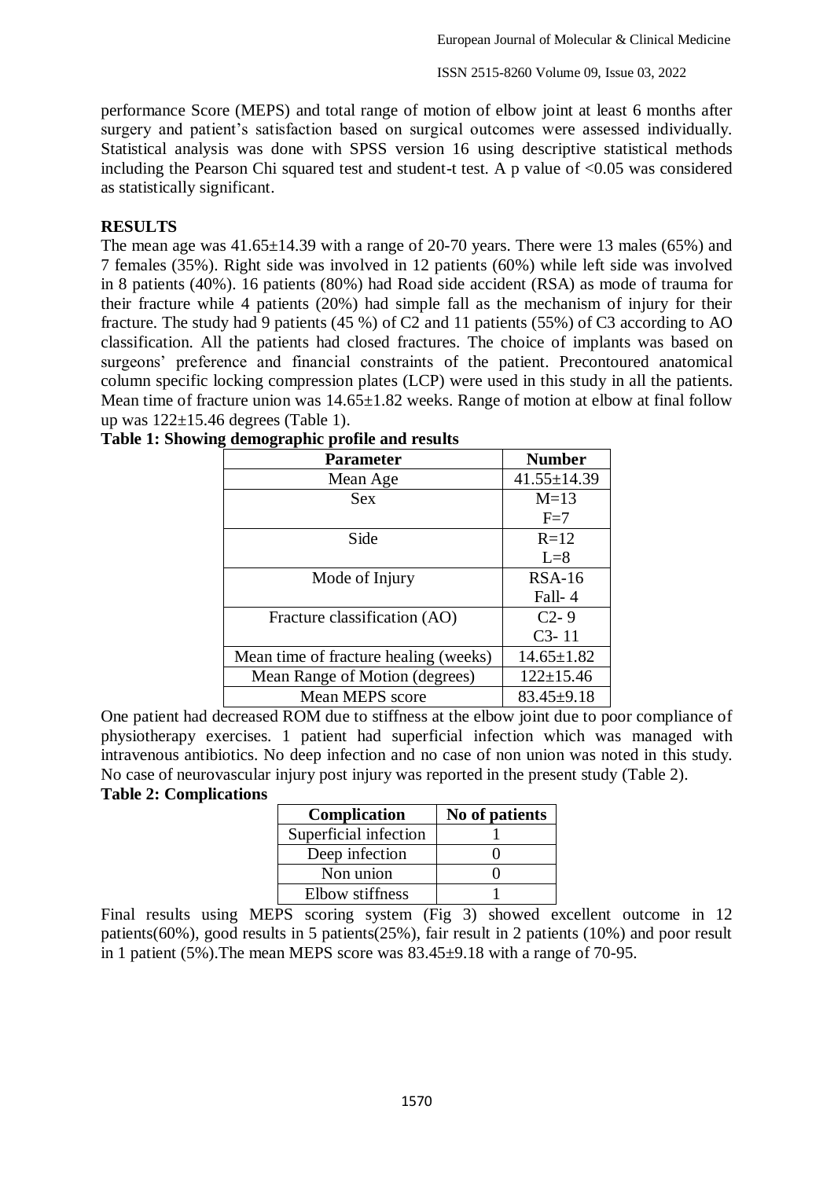performance Score (MEPS) and total range of motion of elbow joint at least 6 months after surgery and patient's satisfaction based on surgical outcomes were assessed individually. Statistical analysis was done with SPSS version 16 using descriptive statistical methods including the Pearson Chi squared test and student-t test. A p value of <0.05 was considered as statistically significant.

## RESULTS

The mean age was 41.65±14.39 with a range of 20-70 years. There were 13 males (65%) and 7 females (35%). Right side was involved in 12 patients (60%) while left side was involved in 8 patients (40%). 16 patients (80%) had Road side accident (RSA) as mode of trauma for their fracture while 4 patients (20%) had simple fall as the mechanism of injury for their fracture. The study had 9 patients (45 %) of C2 and 11 patients (55%) of C3 according to AO classification. All the patients had closed fractures. The choice of implants was based on surgeons' preference and financial constraints of the patient. Precontoured anatomical column specific locking compression plates (LCP) were used in this study in all the patients. Mean time of fracture union was 14.65±1.82 weeks. Range of motion at elbow at final follow up was 122±15.46 degrees (Table 1).

**Table 1: Showing demographic profile and results**

| Parameter | Number |
|---|---|
| Mean Age | 41.55±14.39 |
| Sex | M=13<br>F=7 |
| Side | R=12<br>L=8 |
| Mode of Injury | RSA-16<br>Fall- 4 |
| Fracture classification (AO) | C2- 9<br>C3- 11 |
| Mean time of fracture healing (weeks) | 14.65±1.82 |
| Mean Range of Motion (degrees) | 122±15.46 |
| Mean MEPS score | 83.45±9.18 |

One patient had decreased ROM due to stiffness at the elbow joint due to poor compliance of physiotherapy exercises. 1 patient had superficial infection which was managed with intravenous antibiotics. No deep infection and no case of non union was noted in this study. No case of neurovascular injury post injury was reported in the present study (Table 2).

**Table 2: Complications**

| Complication | No of patients |
|---|---|
| Superficial infection | 1 |
| Deep infection | 0 |
| Non union | 0 |
| Elbow stiffness | 1 |

Final results using MEPS scoring system (Fig 3) showed excellent outcome in 12 patients(60%), good results in 5 patients(25%), fair result in 2 patients (10%) and poor result in 1 patient (5%).The mean MEPS score was 83.45±9.18 with a range of 70-95.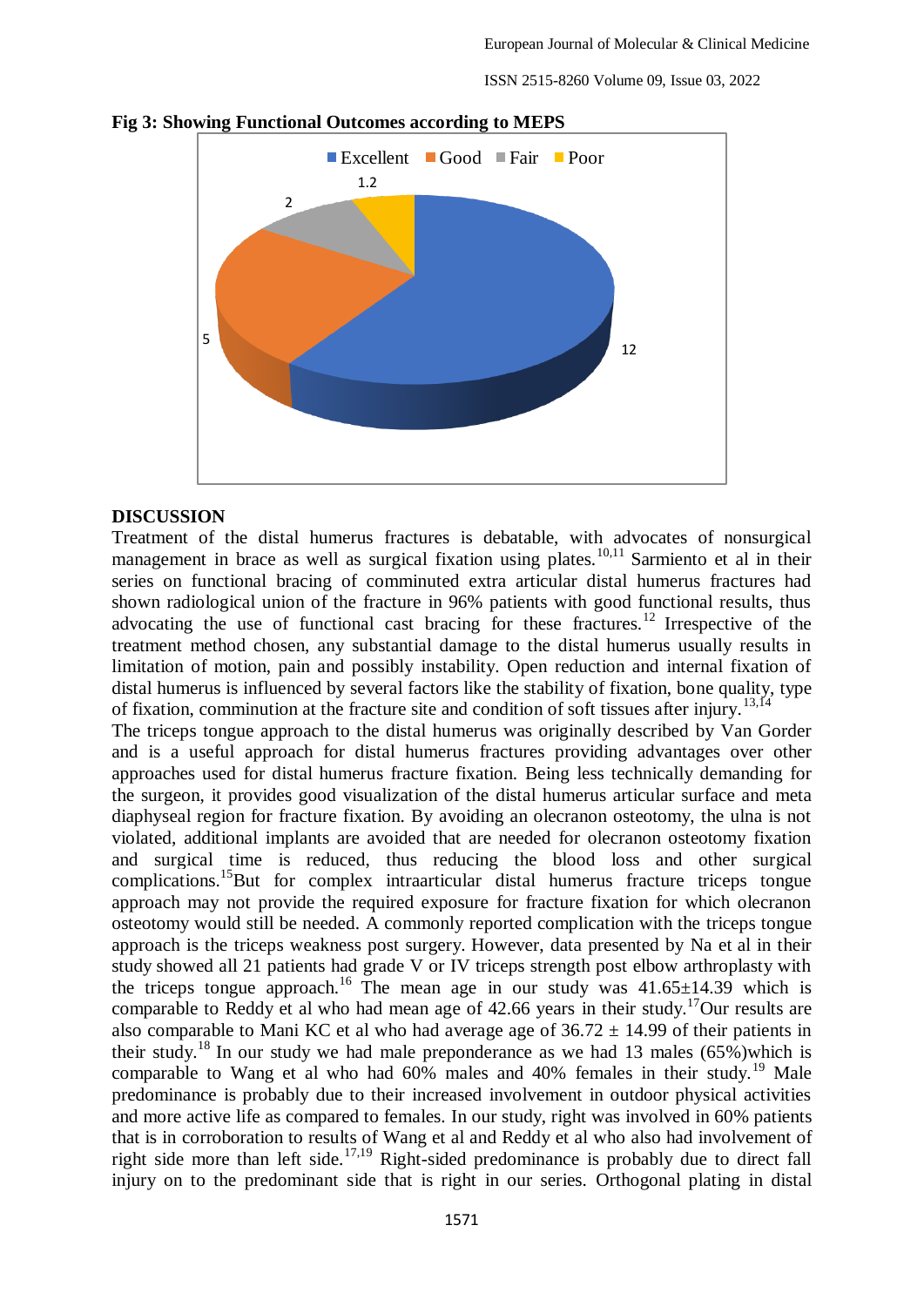**Fig 3: Showing Functional Outcomes according to MEPS**

Excellent: 12, Good: 5, Fair: 2, Poor: 1.2

## DISCUSSION

Treatment of the distal humerus fractures is debatable, with advocates of nonsurgical management in brace as well as surgical fixation using plates.[10,11] Sarmiento et al in their series on functional bracing of comminuted extra articular distal humerus fractures had shown radiological union of the fracture in 96% patients with good functional results, thus advocating the use of functional cast bracing for these fractures.[12] Irrespective of the treatment method chosen, any substantial damage to the distal humerus usually results in limitation of motion, pain and possibly instability. Open reduction and internal fixation of distal humerus is influenced by several factors like the stability of fixation, bone quality, type of fixation, comminution at the fracture site and condition of soft tissues after injury.[13,14]

The triceps tongue approach to the distal humerus was originally described by Van Gorder and is a useful approach for distal humerus fractures providing advantages over other approaches used for distal humerus fracture fixation. Being less technically demanding for the surgeon, it provides good visualization of the distal humerus articular surface and meta diaphyseal region for fracture fixation. By avoiding an olecranon osteotomy, the ulna is not violated, additional implants are avoided that are needed for olecranon osteotomy fixation and surgical time is reduced, thus reducing the blood loss and other surgical complications.[15]But for complex intraarticular distal humerus fracture triceps tongue approach may not provide the required exposure for fracture fixation for which olecranon osteotomy would still be needed. A commonly reported complication with the triceps tongue approach is the triceps weakness post surgery. However, data presented by Na et al in their study showed all 21 patients had grade V or IV triceps strength post elbow arthroplasty with the triceps tongue approach.[16] The mean age in our study was 41.65±14.39 which is comparable to Reddy et al who had mean age of 42.66 years in their study.[17]Our results are also comparable to Mani KC et al who had average age of 36.72 ± 14.99 of their patients in their study.[18] In our study we had male preponderance as we had 13 males (65%)which is comparable to Wang et al who had 60% males and 40% females in their study.[19] Male predominance is probably due to their increased involvement in outdoor physical activities and more active life as compared to females. In our study, right was involved in 60% patients that is in corroboration to results of Wang et al and Reddy et al who also had involvement of right side more than left side.[17,19] Right-sided predominance is probably due to direct fall injury on to the predominant side that is right in our series. Orthogonal plating in distal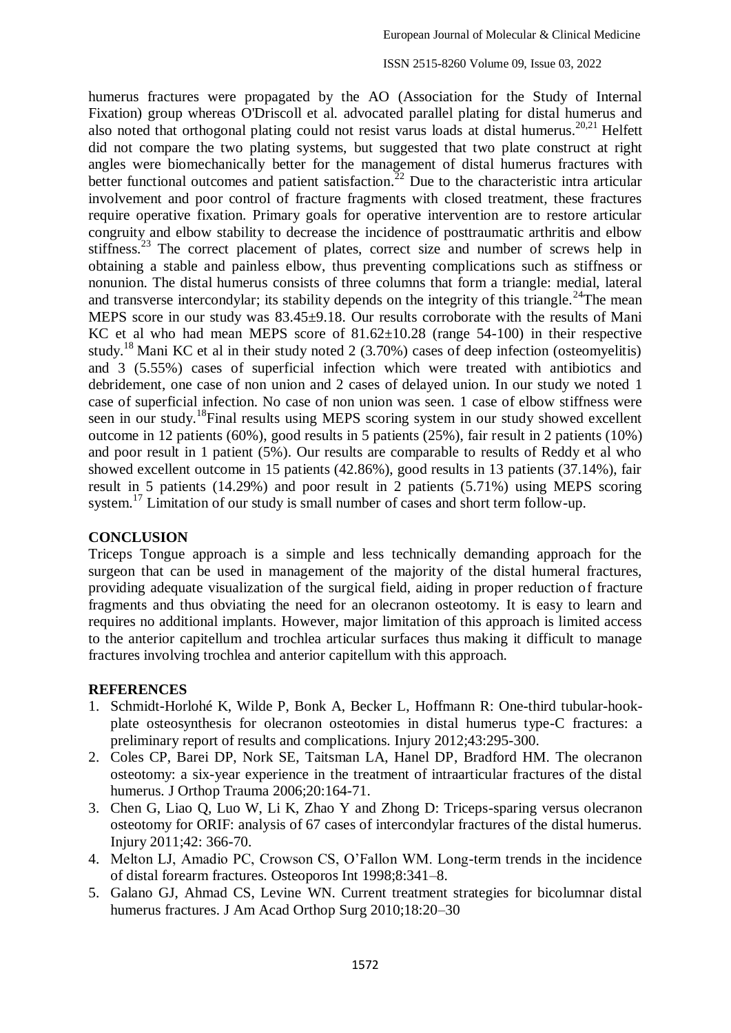humerus fractures were propagated by the AO (Association for the Study of Internal Fixation) group whereas O'Driscoll et al. advocated parallel plating for distal humerus and also noted that orthogonal plating could not resist varus loads at distal humerus.[20,21] Helfett did not compare the two plating systems, but suggested that two plate construct at right angles were biomechanically better for the management of distal humerus fractures with better functional outcomes and patient satisfaction.[22] Due to the characteristic intra articular involvement and poor control of fracture fragments with closed treatment, these fractures require operative fixation. Primary goals for operative intervention are to restore articular congruity and elbow stability to decrease the incidence of posttraumatic arthritis and elbow stiffness.[23] The correct placement of plates, correct size and number of screws help in obtaining a stable and painless elbow, thus preventing complications such as stiffness or nonunion. The distal humerus consists of three columns that form a triangle: medial, lateral and transverse intercondylar; its stability depends on the integrity of this triangle.[24]The mean MEPS score in our study was 83.45±9.18. Our results corroborate with the results of Mani KC et al who had mean MEPS score of 81.62±10.28 (range 54-100) in their respective study.[18] Mani KC et al in their study noted 2 (3.70%) cases of deep infection (osteomyelitis) and 3 (5.55%) cases of superficial infection which were treated with antibiotics and debridement, one case of non union and 2 cases of delayed union. In our study we noted 1 case of superficial infection. No case of non union was seen. 1 case of elbow stiffness were seen in our study.[18]Final results using MEPS scoring system in our study showed excellent outcome in 12 patients (60%), good results in 5 patients (25%), fair result in 2 patients (10%) and poor result in 1 patient (5%). Our results are comparable to results of Reddy et al who showed excellent outcome in 15 patients (42.86%), good results in 13 patients (37.14%), fair result in 5 patients (14.29%) and poor result in 2 patients (5.71%) using MEPS scoring system.[17] Limitation of our study is small number of cases and short term follow-up.

## CONCLUSION

Triceps Tongue approach is a simple and less technically demanding approach for the surgeon that can be used in management of the majority of the distal humeral fractures, providing adequate visualization of the surgical field, aiding in proper reduction of fracture fragments and thus obviating the need for an olecranon osteotomy. It is easy to learn and requires no additional implants. However, major limitation of this approach is limited access to the anterior capitellum and trochlea articular surfaces thus making it difficult to manage fractures involving trochlea and anterior capitellum with this approach.

## REFERENCES

1. Schmidt-Horlohé K, Wilde P, Bonk A, Becker L, Hoffmann R: One-third tubular-hook-plate osteosynthesis for olecranon osteotomies in distal humerus type-C fractures: a preliminary report of results and complications. Injury 2012;43:295-300.
2. Coles CP, Barei DP, Nork SE, Taitsman LA, Hanel DP, Bradford HM. The olecranon osteotomy: a six-year experience in the treatment of intraarticular fractures of the distal humerus. J Orthop Trauma 2006;20:164-71.
3. Chen G, Liao Q, Luo W, Li K, Zhao Y and Zhong D: Triceps-sparing versus olecranon osteotomy for ORIF: analysis of 67 cases of intercondylar fractures of the distal humerus. Injury 2011;42: 366-70.
4. Melton LJ, Amadio PC, Crowson CS, O'Fallon WM. Long-term trends in the incidence of distal forearm fractures. Osteoporos Int 1998;8:341–8.
5. Galano GJ, Ahmad CS, Levine WN. Current treatment strategies for bicolumnar distal humerus fractures. J Am Acad Orthop Surg 2010;18:20–30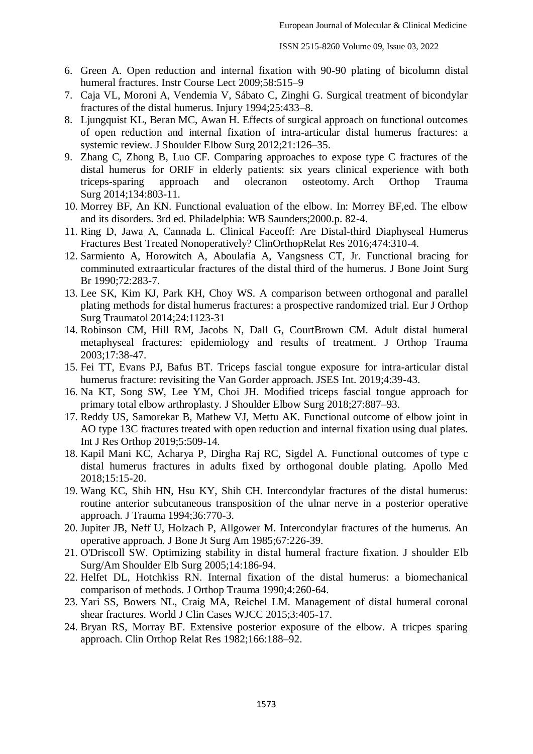6. Green A. Open reduction and internal fixation with 90-90 plating of bicolumn distal humeral fractures. Instr Course Lect 2009;58:515–9
7. Caja VL, Moroni A, Vendemia V, Sábato C, Zinghi G. Surgical treatment of bicondylar fractures of the distal humerus. Injury 1994;25:433–8.
8. Ljungquist KL, Beran MC, Awan H. Effects of surgical approach on functional outcomes of open reduction and internal fixation of intra-articular distal humerus fractures: a systemic review. J Shoulder Elbow Surg 2012;21:126–35.
9. Zhang C, Zhong B, Luo CF. Comparing approaches to expose type C fractures of the distal humerus for ORIF in elderly patients: six years clinical experience with both triceps-sparing approach and olecranon osteotomy. Arch Orthop Trauma Surg 2014;134:803-11.
10. Morrey BF, An KN. Functional evaluation of the elbow. In: Morrey BF,ed. The elbow and its disorders. 3rd ed. Philadelphia: WB Saunders;2000.p. 82-4.
11. Ring D, Jawa A, Cannada L. Clinical Faceoff: Are Distal-third Diaphyseal Humerus Fractures Best Treated Nonoperatively? ClinOrthopRelat Res 2016;474:310-4.
12. Sarmiento A, Horowitch A, Aboulafia A, Vangsness CT, Jr. Functional bracing for comminuted extraarticular fractures of the distal third of the humerus. J Bone Joint Surg Br 1990;72:283-7.
13. Lee SK, Kim KJ, Park KH, Choy WS. A comparison between orthogonal and parallel plating methods for distal humerus fractures: a prospective randomized trial. Eur J Orthop Surg Traumatol 2014;24:1123-31
14. Robinson CM, Hill RM, Jacobs N, Dall G, CourtBrown CM. Adult distal humeral metaphyseal fractures: epidemiology and results of treatment. J Orthop Trauma 2003;17:38-47.
15. Fei TT, Evans PJ, Bafus BT. Triceps fascial tongue exposure for intra-articular distal humerus fracture: revisiting the Van Gorder approach. JSES Int. 2019;4:39-43.
16. Na KT, Song SW, Lee YM, Choi JH. Modified triceps fascial tongue approach for primary total elbow arthroplasty. J Shoulder Elbow Surg 2018;27:887–93.
17. Reddy US, Samorekar B, Mathew VJ, Mettu AK. Functional outcome of elbow joint in AO type 13C fractures treated with open reduction and internal fixation using dual plates. Int J Res Orthop 2019;5:509-14.
18. Kapil Mani KC, Acharya P, Dirgha Raj RC, Sigdel A. Functional outcomes of type c distal humerus fractures in adults fixed by orthogonal double plating. Apollo Med 2018;15:15-20.
19. Wang KC, Shih HN, Hsu KY, Shih CH. Intercondylar fractures of the distal humerus: routine anterior subcutaneous transposition of the ulnar nerve in a posterior operative approach. J Trauma 1994;36:770-3.
20. Jupiter JB, Neff U, Holzach P, Allgower M. Intercondylar fractures of the humerus. An operative approach. J Bone Jt Surg Am 1985;67:226-39.
21. O'Driscoll SW. Optimizing stability in distal humeral fracture fixation. J shoulder Elb Surg/Am Shoulder Elb Surg 2005;14:186-94.
22. Helfet DL, Hotchkiss RN. Internal fixation of the distal humerus: a biomechanical comparison of methods. J Orthop Trauma 1990;4:260-64.
23. Yari SS, Bowers NL, Craig MA, Reichel LM. Management of distal humeral coronal shear fractures. World J Clin Cases WJCC 2015;3:405-17.
24. Bryan RS, Morray BF. Extensive posterior exposure of the elbow. A tricpes sparing approach. Clin Orthop Relat Res 1982;166:188–92.